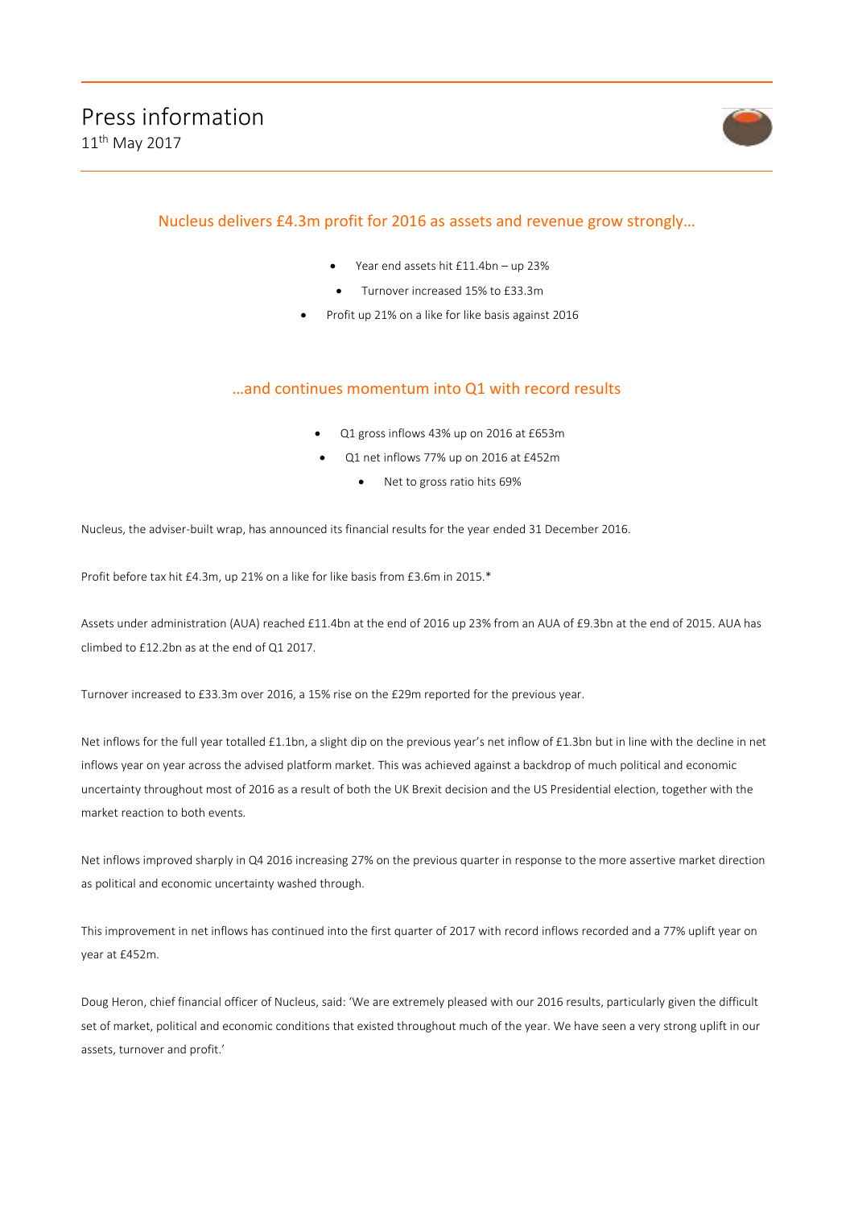# Press information

11th May 2017

## Nucleus delivers £4.3m profit for 2016 as assets and revenue grow strongly…

- Year end assets hit £11.4bn – up 23%
- Turnover increased 15% to £33.3m
- Profit up 21% on a like for like basis against 2016

## …and continues momentum into Q1 with record results

- Q1 gross inflows 43% up on 2016 at £653m
- Q1 net inflows 77% up on 2016 at £452m
- Net to gross ratio hits 69%

Nucleus, the adviser-built wrap, has announced its financial results for the year ended 31 December 2016.

Profit before tax hit £4.3m, up 21% on a like for like basis from £3.6m in 2015.*

Assets under administration (AUA) reached £11.4bn at the end of 2016 up 23% from an AUA of £9.3bn at the end of 2015. AUA has climbed to £12.2bn as at the end of Q1 2017.

Turnover increased to £33.3m over 2016, a 15% rise on the £29m reported for the previous year.

Net inflows for the full year totalled £1.1bn, a slight dip on the previous year's net inflow of £1.3bn but in line with the decline in net inflows year on year across the advised platform market. This was achieved against a backdrop of much political and economic uncertainty throughout most of 2016 as a result of both the UK Brexit decision and the US Presidential election, together with the market reaction to both events.

Net inflows improved sharply in Q4 2016 increasing 27% on the previous quarter in response to the more assertive market direction as political and economic uncertainty washed through.

This improvement in net inflows has continued into the first quarter of 2017 with record inflows recorded and a 77% uplift year on year at £452m.

Doug Heron, chief financial officer of Nucleus, said: 'We are extremely pleased with our 2016 results, particularly given the difficult set of market, political and economic conditions that existed throughout much of the year. We have seen a very strong uplift in our assets, turnover and profit.'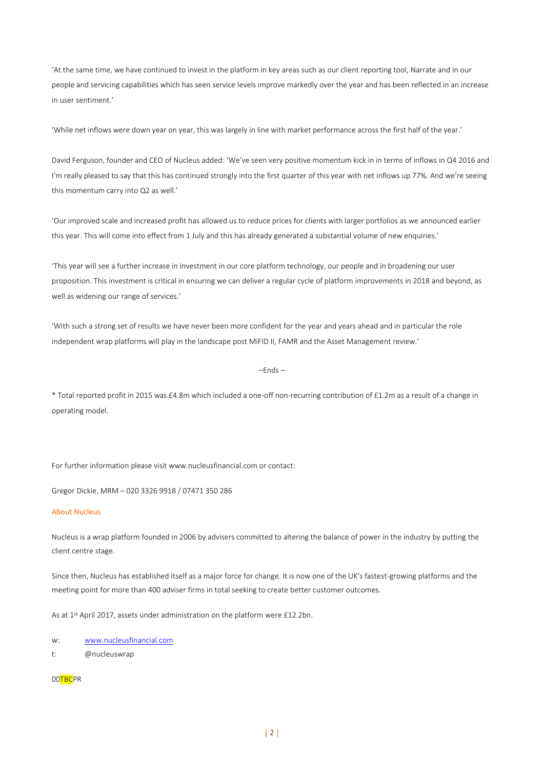'At the same time, we have continued to invest in the platform in key areas such as our client reporting tool, Narrate and in our people and servicing capabilities which has seen service levels improve markedly over the year and has been reflected in an increase in user sentiment.'

'While net inflows were down year on year, this was largely in line with market performance across the first half of the year.'

David Ferguson, founder and CEO of Nucleus added: 'We've seen very positive momentum kick in in terms of inflows in Q4 2016 and I'm really pleased to say that this has continued strongly into the first quarter of this year with net inflows up 77%. And we're seeing this momentum carry into Q2 as well.'

'Our improved scale and increased profit has allowed us to reduce prices for clients with larger portfolios as we announced earlier this year. This will come into effect from 1 July and this has already generated a substantial volume of new enquiries.'

'This year will see a further increase in investment in our core platform technology, our people and in broadening our user proposition. This investment is critical in ensuring we can deliver a regular cycle of platform improvements in 2018 and beyond, as well as widening our range of services.'

'With such a strong set of results we have never been more confident for the year and years ahead and in particular the role independent wrap platforms will play in the landscape post MiFID II, FAMR and the Asset Management review.'

–Ends –

* Total reported profit in 2015 was £4.8m which included a one-off non-recurring contribution of £1.2m as a result of a change in operating model.

For further information please visit www.nucleusfinancial.com or contact:

Gregor Dickie, MRM – 020 3326 9918 / 07471 350 286

## About Nucleus

Nucleus is a wrap platform founded in 2006 by advisers committed to altering the balance of power in the industry by putting the client centre stage.

Since then, Nucleus has established itself as a major force for change. It is now one of the UK's fastest-growing platforms and the meeting point for more than 400 adviser firms in total seeking to create better customer outcomes.

As at 1st April 2017, assets under administration on the platform were £12.2bn.

w: www.nucleusfinancial.com

t: @nucleuswrap

00TBCPR